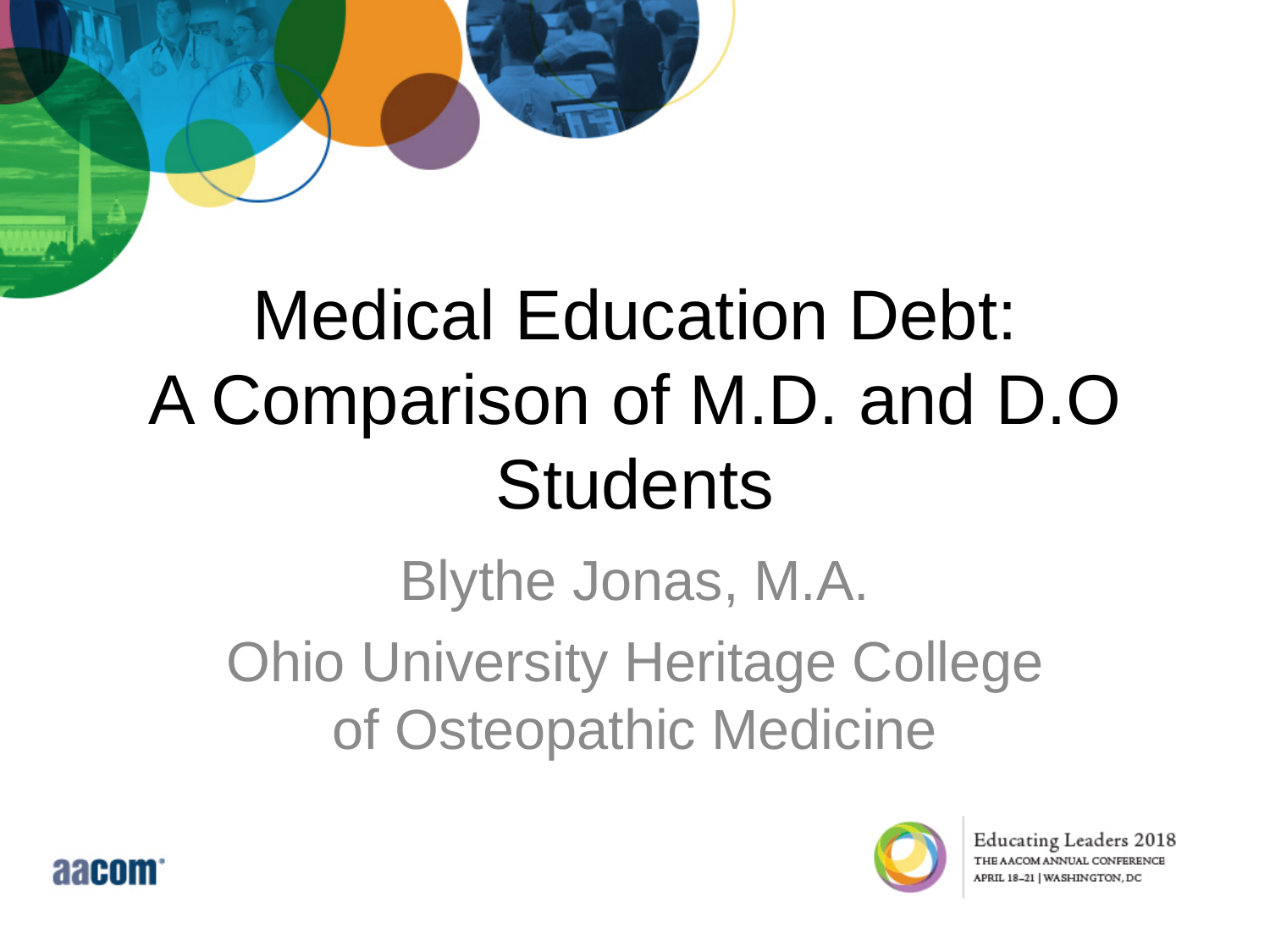# Medical Education Debt: A Comparison of M.D. and D.O Students

Blythe Jonas, M.A.

Ohio University Heritage College of Osteopathic Medicine

aacom

Educating Leaders 2018
THE AACOM ANNUAL CONFERENCE
APRIL 18–21 | WASHINGTON, DC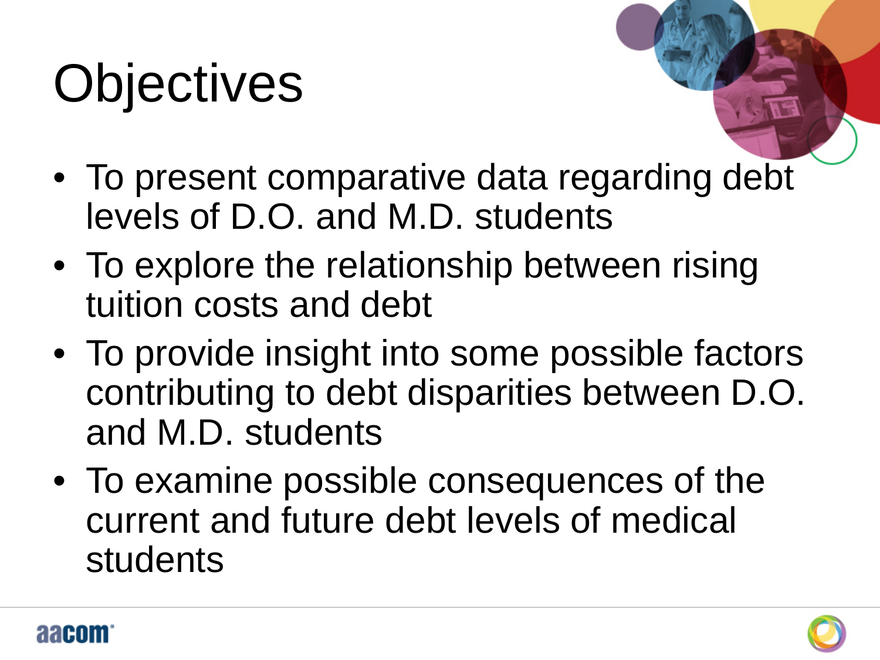# Objectives

- To present comparative data regarding debt levels of D.O. and M.D. students
- To explore the relationship between rising tuition costs and debt
- To provide insight into some possible factors contributing to debt disparities between D.O. and M.D. students
- To examine possible consequences of the current and future debt levels of medical students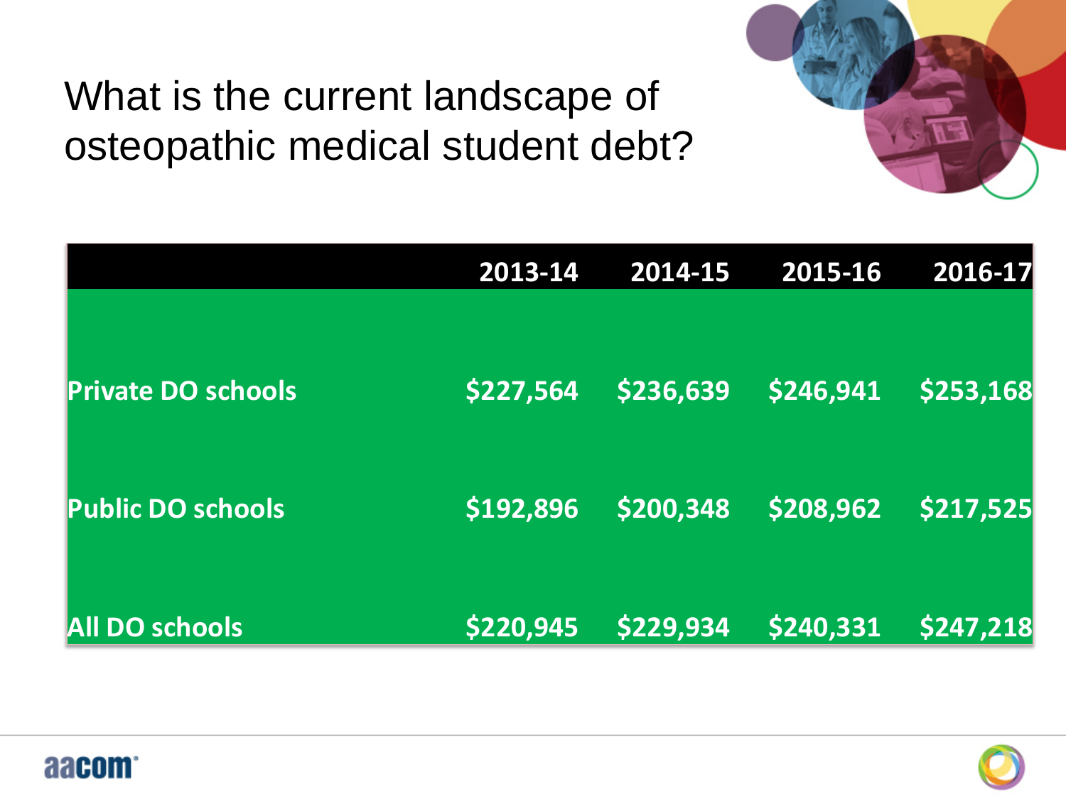# What is the current landscape of osteopathic medical student debt?

| | 2013-14 | 2014-15 | 2015-16 | 2016-17 |
|---|---|---|---|---|
| Private DO schools | $227,564 | $236,639 | $246,941 | $253,168 |
| Public DO schools | $192,896 | $200,348 | $208,962 | $217,525 |
| All DO schools | $220,945 | $229,934 | $240,331 | $247,218 |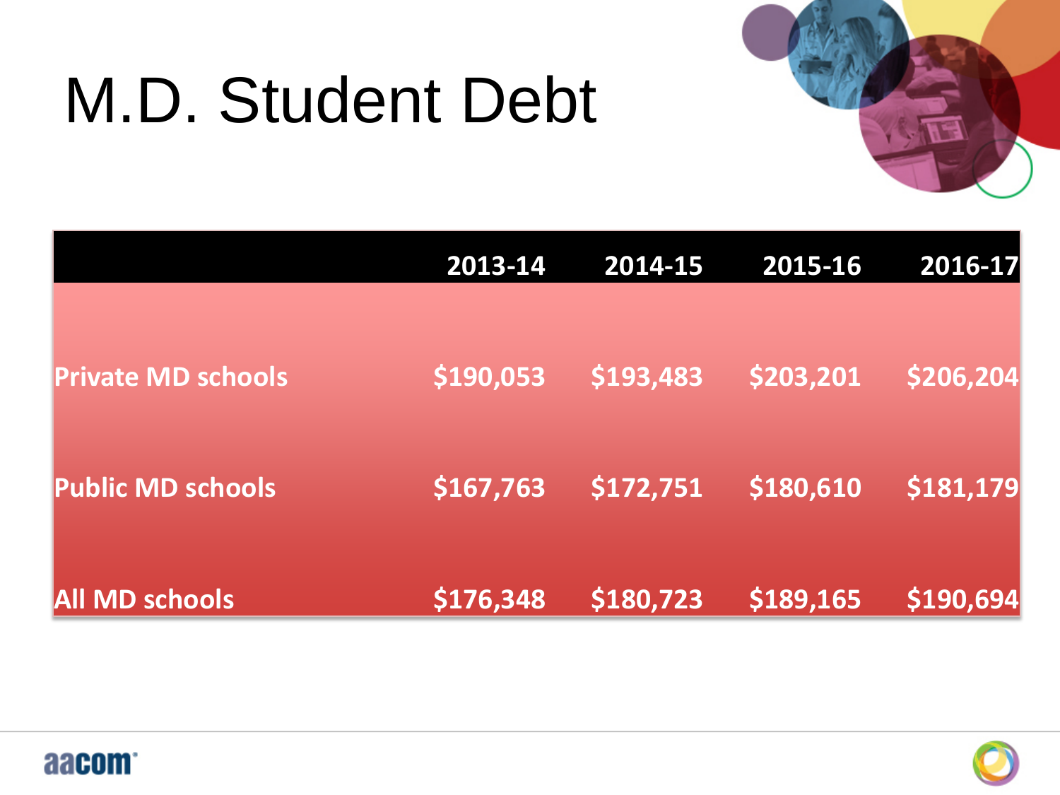# M.D. Student Debt

| | 2013-14 | 2014-15 | 2015-16 | 2016-17 |
|---|---|---|---|---|
| Private MD schools | $190,053 | $193,483 | $203,201 | $206,204 |
| Public MD schools | $167,763 | $172,751 | $180,610 | $181,179 |
| All MD schools | $176,348 | $180,723 | $189,165 | $190,694 |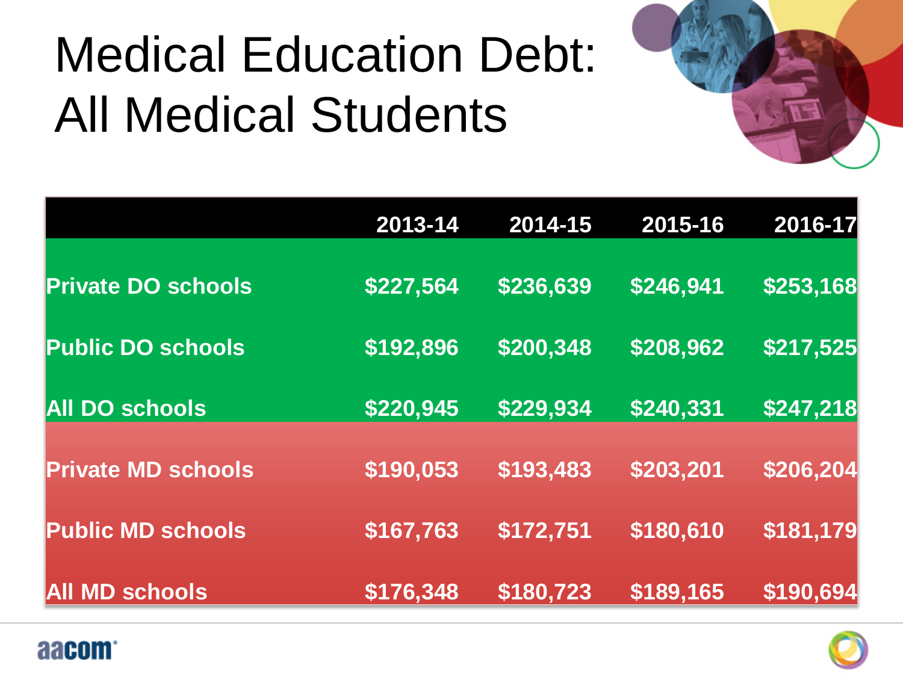# Medical Education Debt: All Medical Students

| | 2013-14 | 2014-15 | 2015-16 | 2016-17 |
|---|---|---|---|---|
| **Private DO schools** | $227,564 | $236,639 | $246,941 | $253,168 |
| **Public DO schools** | $192,896 | $200,348 | $208,962 | $217,525 |
| **All DO schools** | $220,945 | $229,934 | $240,331 | $247,218 |
| **Private MD schools** | $190,053 | $193,483 | $203,201 | $206,204 |
| **Public MD schools** | $167,763 | $172,751 | $180,610 | $181,179 |
| **All MD schools** | $176,348 | $180,723 | $189,165 | $190,694 |

aacom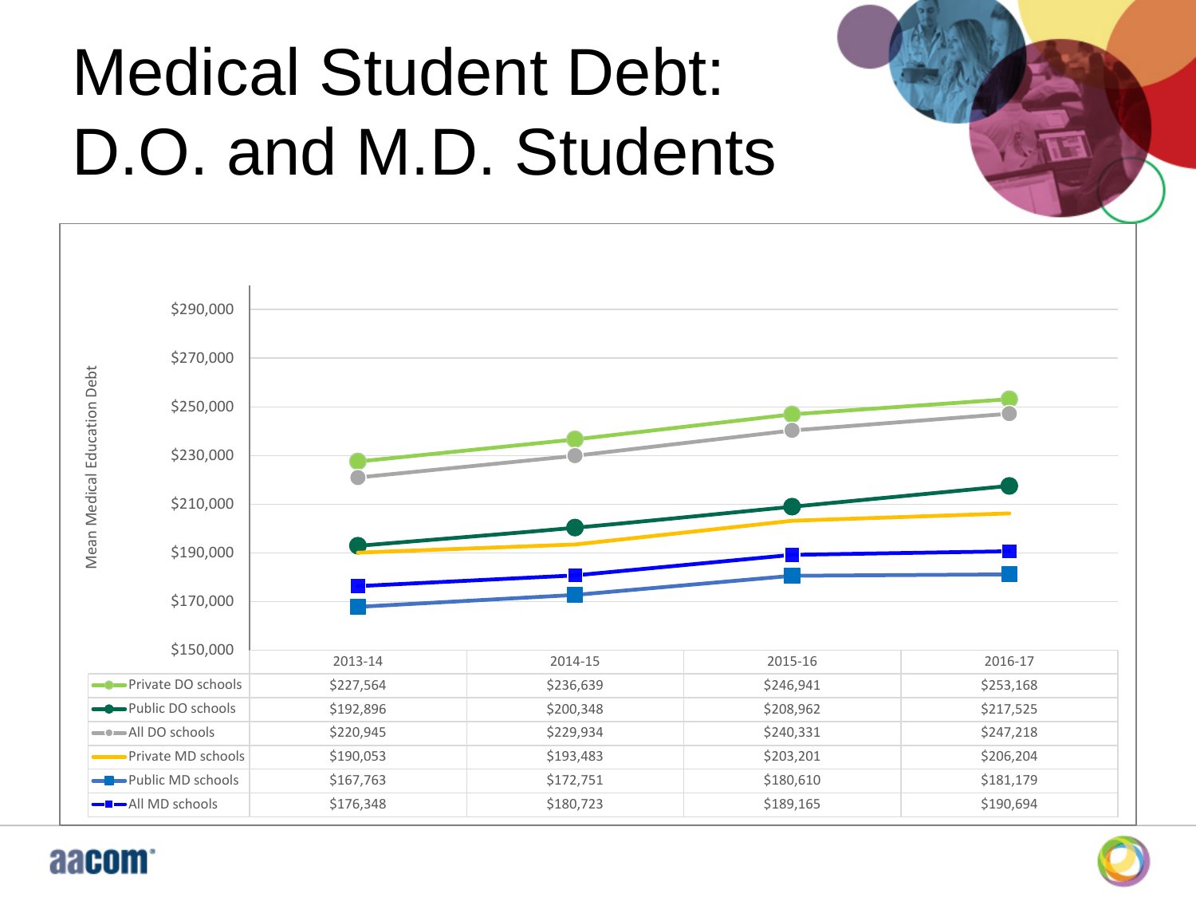# Medical Student Debt: D.O. and M.D. Students

Mean Medical Education Debt

| | 2013-14 | 2014-15 | 2015-16 | 2016-17 |
|---|---|---|---|---|
| Private DO schools | $227,564 | $236,639 | $246,941 | $253,168 |
| Public DO schools | $192,896 | $200,348 | $208,962 | $217,525 |
| All DO schools | $220,945 | $229,934 | $240,331 | $247,218 |
| Private MD schools | $190,053 | $193,483 | $203,201 | $206,204 |
| Public MD schools | $167,763 | $172,751 | $180,610 | $181,179 |
| All MD schools | $176,348 | $180,723 | $189,165 | $190,694 |

aacom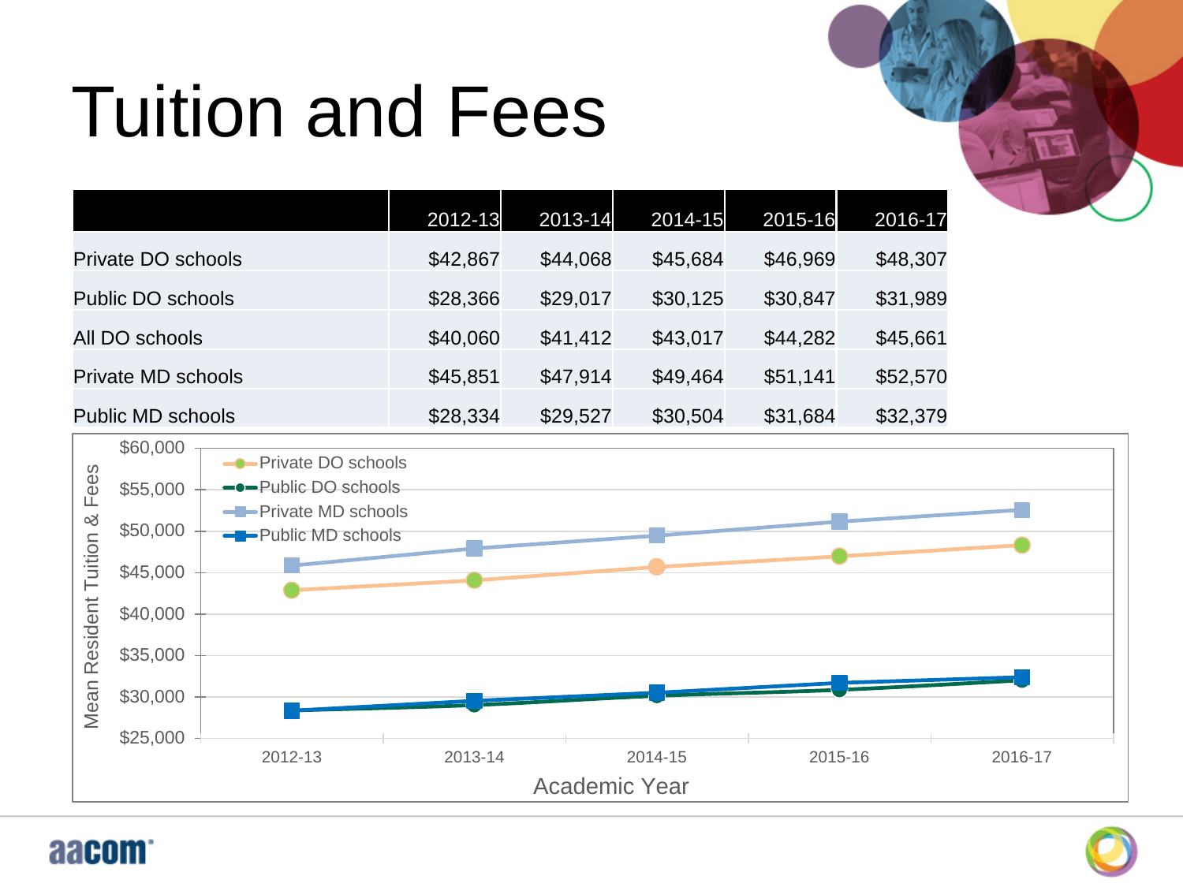# Tuition and Fees

| | 2012-13 | 2013-14 | 2014-15 | 2015-16 | 2016-17 |
|---|---|---|---|---|---|
| Private DO schools | $42,867 | $44,068 | $45,684 | $46,969 | $48,307 |
| Public DO schools | $28,366 | $29,017 | $30,125 | $30,847 | $31,989 |
| All DO schools | $40,060 | $41,412 | $43,017 | $44,282 | $45,661 |
| Private MD schools | $45,851 | $47,914 | $49,464 | $51,141 | $52,570 |
| Public MD schools | $28,334 | $29,527 | $30,504 | $31,684 | $32,379 |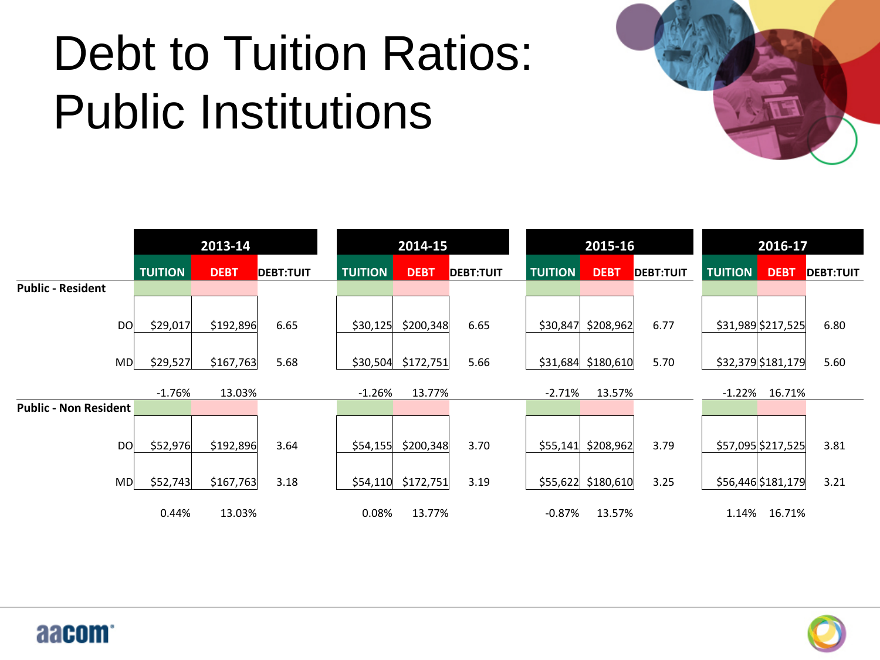# Debt to Tuition Ratios: Public Institutions

| | 2013-14 | | | 2014-15 | | | 2015-16 | | | 2016-17 | | |
|---|---|---|---|---|---|---|---|---|---|---|---|---|
| | TUITION | DEBT | DEBT:TUIT | TUITION | DEBT | DEBT:TUIT | TUITION | DEBT | DEBT:TUIT | TUITION | DEBT | DEBT:TUIT |
| **Public - Resident** | | | | | | | | | | | | |
| DO | $29,017 | $192,896 | 6.65 | $30,125 | $200,348 | 6.65 | $30,847 | $208,962 | 6.77 | $31,989 | $217,525 | 6.80 |
| MD | $29,527 | $167,763 | 5.68 | $30,504 | $172,751 | 5.66 | $31,684 | $180,610 | 5.70 | $32,379 | $181,179 | 5.60 |
| | -1.76% | 13.03% | | -1.26% | 13.77% | | -2.71% | 13.57% | | -1.22% | 16.71% | |
| **Public - Non Resident** | | | | | | | | | | | | |
| DO | $52,976 | $192,896 | 3.64 | $54,155 | $200,348 | 3.70 | $55,141 | $208,962 | 3.79 | $57,095 | $217,525 | 3.81 |
| MD | $52,743 | $167,763 | 3.18 | $54,110 | $172,751 | 3.19 | $55,622 | $180,610 | 3.25 | $56,446 | $181,179 | 3.21 |
| | 0.44% | 13.03% | | 0.08% | 13.77% | | -0.87% | 13.57% | | 1.14% | 16.71% | |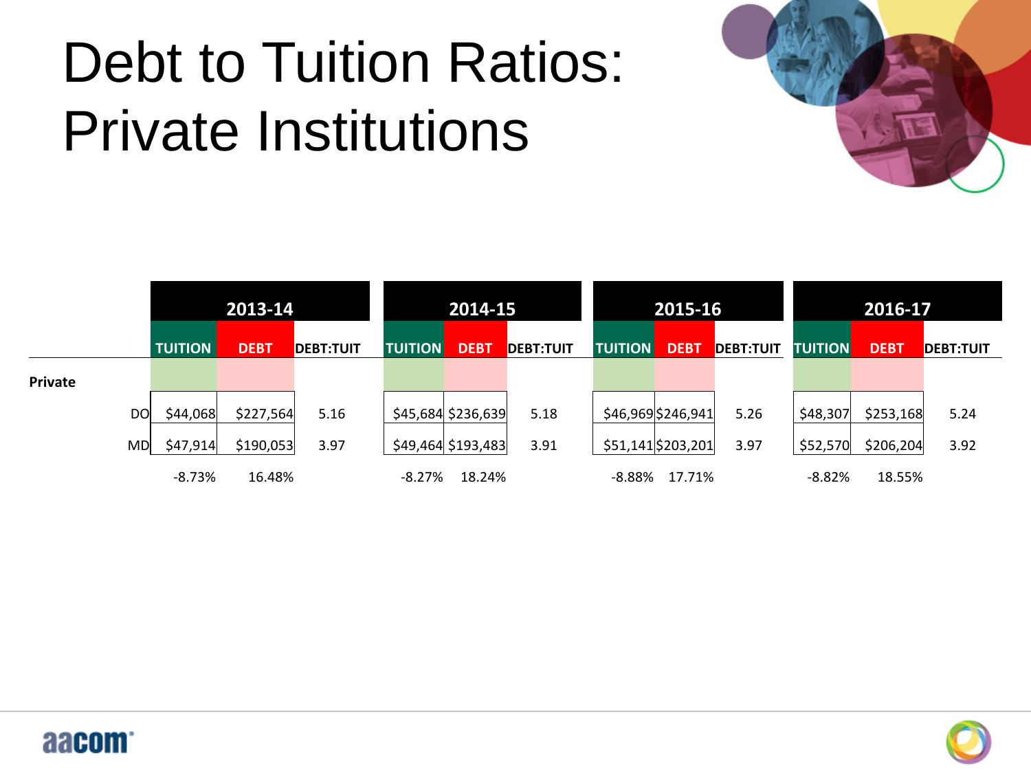# Debt to Tuition Ratios: Private Institutions

| | 2013-14 | | | 2014-15 | | | 2015-16 | | | 2016-17 | | |
|---|---|---|---|---|---|---|---|---|---|---|---|---|
| | TUITION | DEBT | DEBT:TUIT | TUITION | DEBT | DEBT:TUIT | TUITION | DEBT | DEBT:TUIT | TUITION | DEBT | DEBT:TUIT |
| **Private** | | | | | | | | | | | | |
| DO | $44,068 | $227,564 | 5.16 | $45,684 | $236,639 | 5.18 | $46,969 | $246,941 | 5.26 | $48,307 | $253,168 | 5.24 |
| MD | $47,914 | $190,053 | 3.97 | $49,464 | $193,483 | 3.91 | $51,141 | $203,201 | 3.97 | $52,570 | $206,204 | 3.92 |
| | -8.73% | 16.48% | | -8.27% | 18.24% | | -8.88% | 17.71% | | -8.82% | 18.55% | |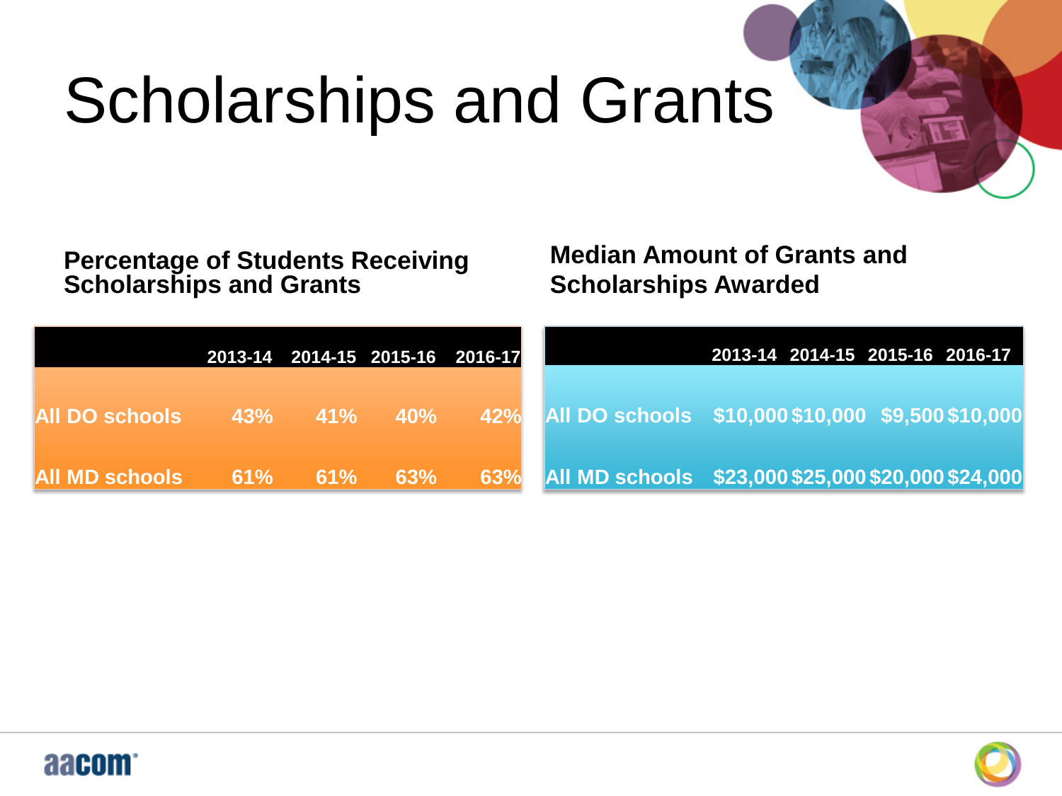# Scholarships and Grants

### Percentage of Students Receiving Scholarships and Grants

| | 2013-14 | 2014-15 | 2015-16 | 2016-17 |
|---|---|---|---|---|
| **All DO schools** | 43% | 41% | 40% | 42% |
| **All MD schools** | 61% | 61% | 63% | 63% |

### Median Amount of Grants and Scholarships Awarded

| | 2013-14 | 2014-15 | 2015-16 | 2016-17 |
|---|---|---|---|---|
| **All DO schools** | $10,000 | $10,000 | $9,500 | $10,000 |
| **All MD schools** | $23,000 | $25,000 | $20,000 | $24,000 |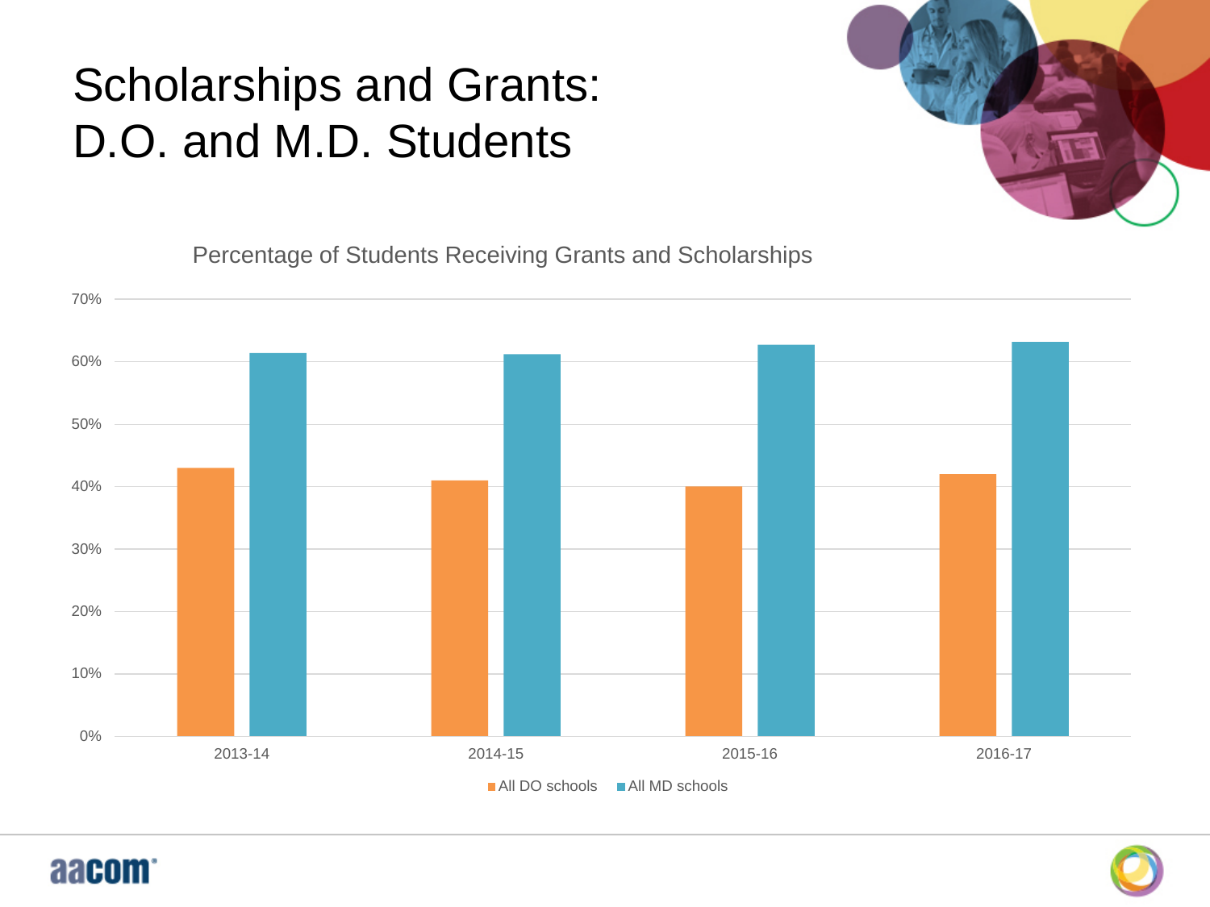# Scholarships and Grants: D.O. and M.D. Students

Percentage of Students Receiving Grants and Scholarships

70%
60%
50%
40%
30%
20%
10%
0%

2013-14 2014-15 2015-16 2016-17

All DO schools All MD schools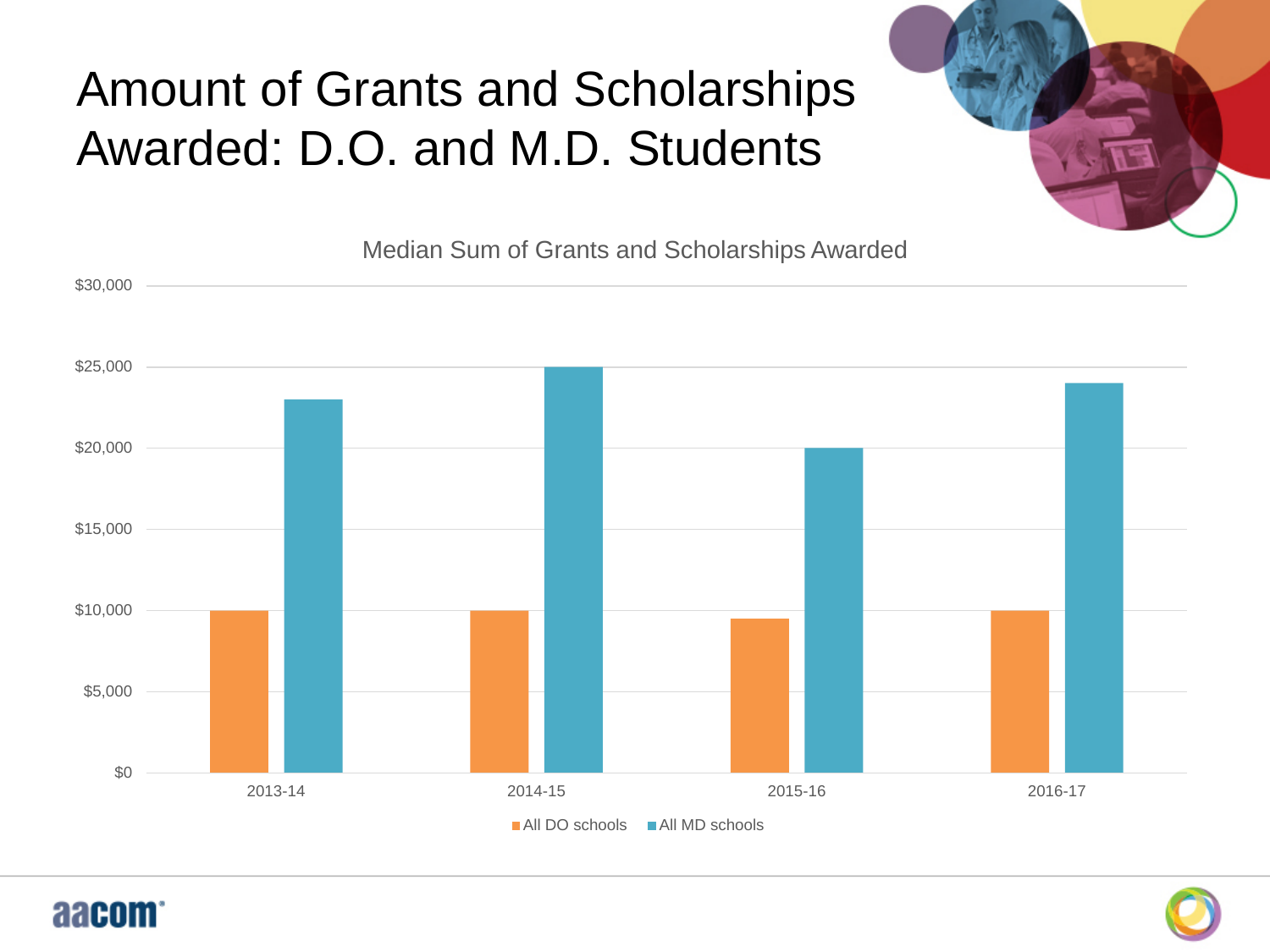# Amount of Grants and Scholarships Awarded: D.O. and M.D. Students

Median Sum of Grants and Scholarships Awarded

| | All DO schools | All MD schools |
|---|---|---|
| 2013-14 | $10,000 | $23,000 |
| 2014-15 | $10,000 | $25,000 |
| 2015-16 | $9,500 | $20,000 |
| 2016-17 | $10,000 | $24,000 |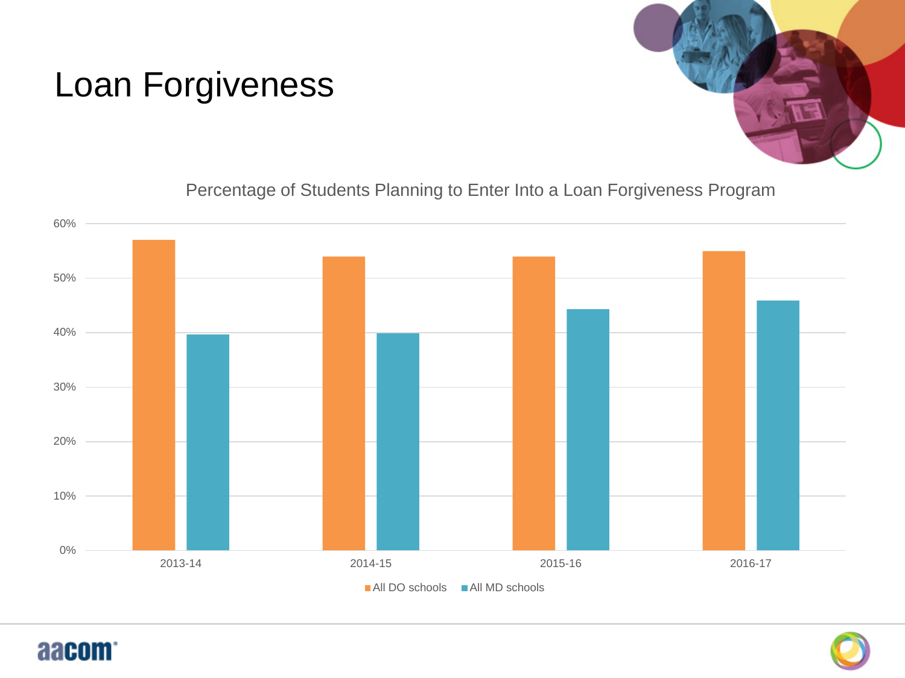# Loan Forgiveness

Percentage of Students Planning to Enter Into a Loan Forgiveness Program

60%
50%
40%
30%
20%
10%
0%

2013-14 2014-15 2015-16 2016-17

All DO schools All MD schools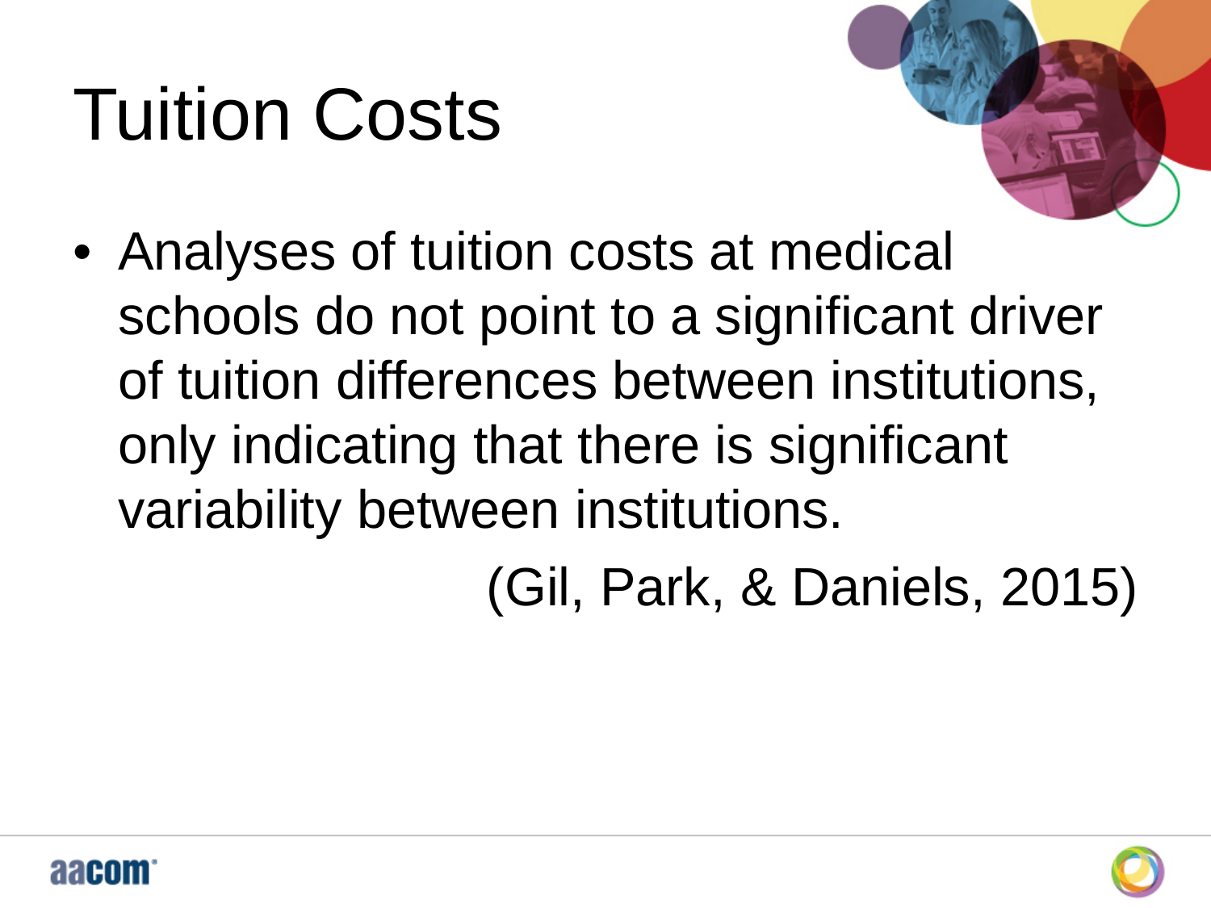# Tuition Costs

- Analyses of tuition costs at medical schools do not point to a significant driver of tuition differences between institutions, only indicating that there is significant variability between institutions.

(Gil, Park, & Daniels, 2015)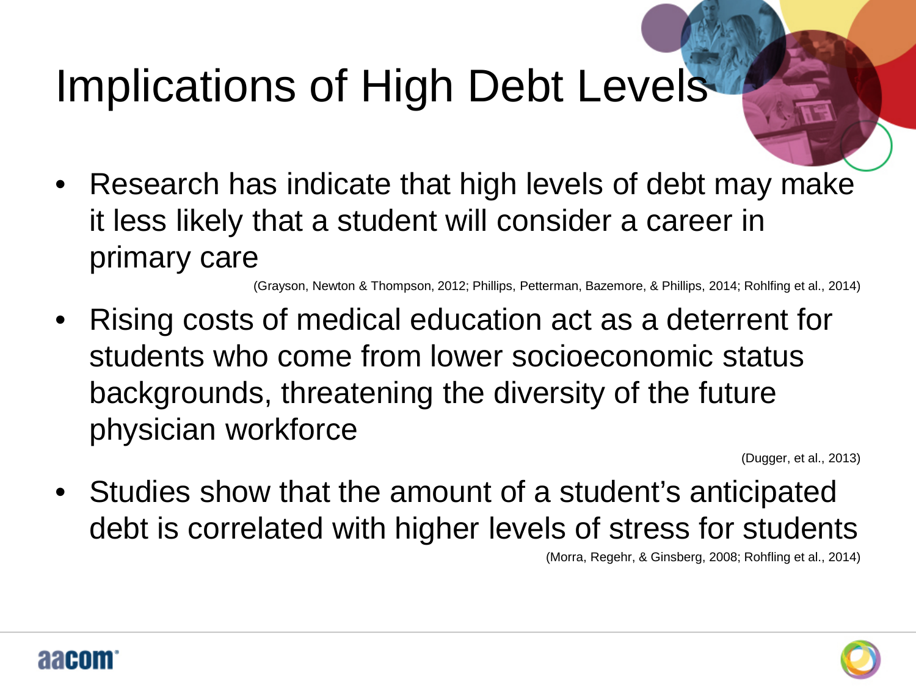# Implications of High Debt Levels

- Research has indicate that high levels of debt may make it less likely that a student will consider a career in primary care

  (Grayson, Newton & Thompson, 2012; Phillips, Petterman, Bazemore, & Phillips, 2014; Rohlfing et al., 2014)

- Rising costs of medical education act as a deterrent for students who come from lower socioeconomic status backgrounds, threatening the diversity of the future physician workforce

  (Dugger, et al., 2013)

- Studies show that the amount of a student's anticipated debt is correlated with higher levels of stress for students

  (Morra, Regehr, & Ginsberg, 2008; Rohfling et al., 2014)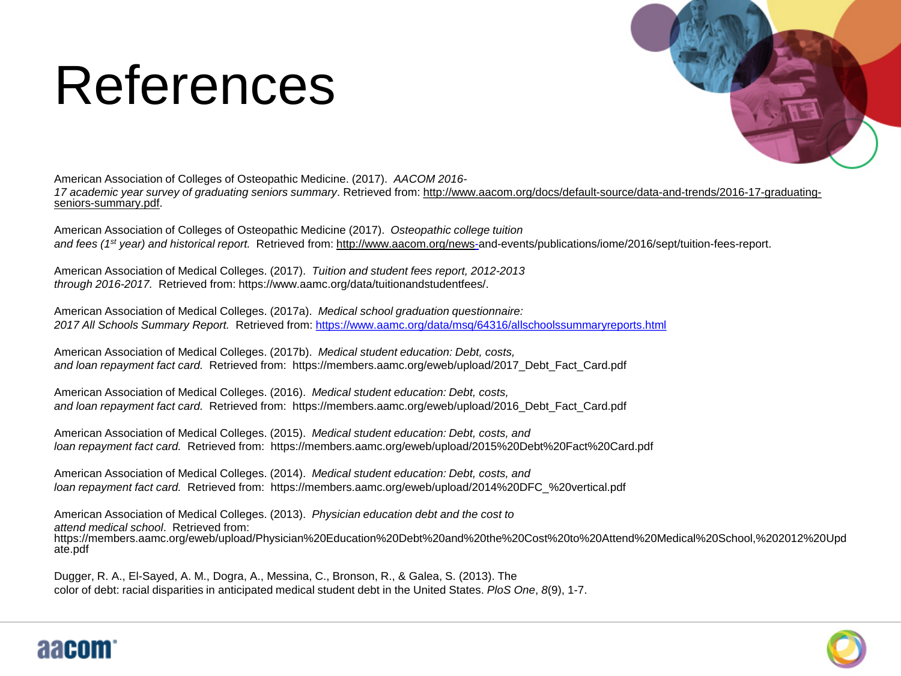# References

American Association of Colleges of Osteopathic Medicine. (2017). *AACOM 2016-17 academic year survey of graduating seniors summary*. Retrieved from: http://www.aacom.org/docs/default-source/data-and-trends/2016-17-graduating-seniors-summary.pdf.

American Association of Colleges of Osteopathic Medicine (2017). *Osteopathic college tuition and fees (1st year) and historical report.* Retrieved from: http://www.aacom.org/news-and-events/publications/iome/2016/sept/tuition-fees-report.

American Association of Medical Colleges. (2017). *Tuition and student fees report, 2012-2013 through 2016-2017.* Retrieved from: https://www.aamc.org/data/tuitionandstudentfees/.

American Association of Medical Colleges. (2017a). *Medical school graduation questionnaire: 2017 All Schools Summary Report.* Retrieved from: https://www.aamc.org/data/msq/64316/allschoolssummaryreports.html

American Association of Medical Colleges. (2017b). *Medical student education: Debt, costs, and loan repayment fact card.* Retrieved from: https://members.aamc.org/eweb/upload/2017_Debt_Fact_Card.pdf

American Association of Medical Colleges. (2016). *Medical student education: Debt, costs, and loan repayment fact card.* Retrieved from: https://members.aamc.org/eweb/upload/2016_Debt_Fact_Card.pdf

American Association of Medical Colleges. (2015). *Medical student education: Debt, costs, and loan repayment fact card.* Retrieved from: https://members.aamc.org/eweb/upload/2015%20Debt%20Fact%20Card.pdf

American Association of Medical Colleges. (2014). *Medical student education: Debt, costs, and loan repayment fact card.* Retrieved from: https://members.aamc.org/eweb/upload/2014%20DFC_%20vertical.pdf

American Association of Medical Colleges. (2013). *Physician education debt and the cost to attend medical school*. Retrieved from: https://members.aamc.org/eweb/upload/Physician%20Education%20Debt%20and%20the%20Cost%20to%20Attend%20Medical%20School,%202012%20Update.pdf

Dugger, R. A., El-Sayed, A. M., Dogra, A., Messina, C., Bronson, R., & Galea, S. (2013). The color of debt: racial disparities in anticipated medical student debt in the United States. *PloS One*, *8*(9), 1-7.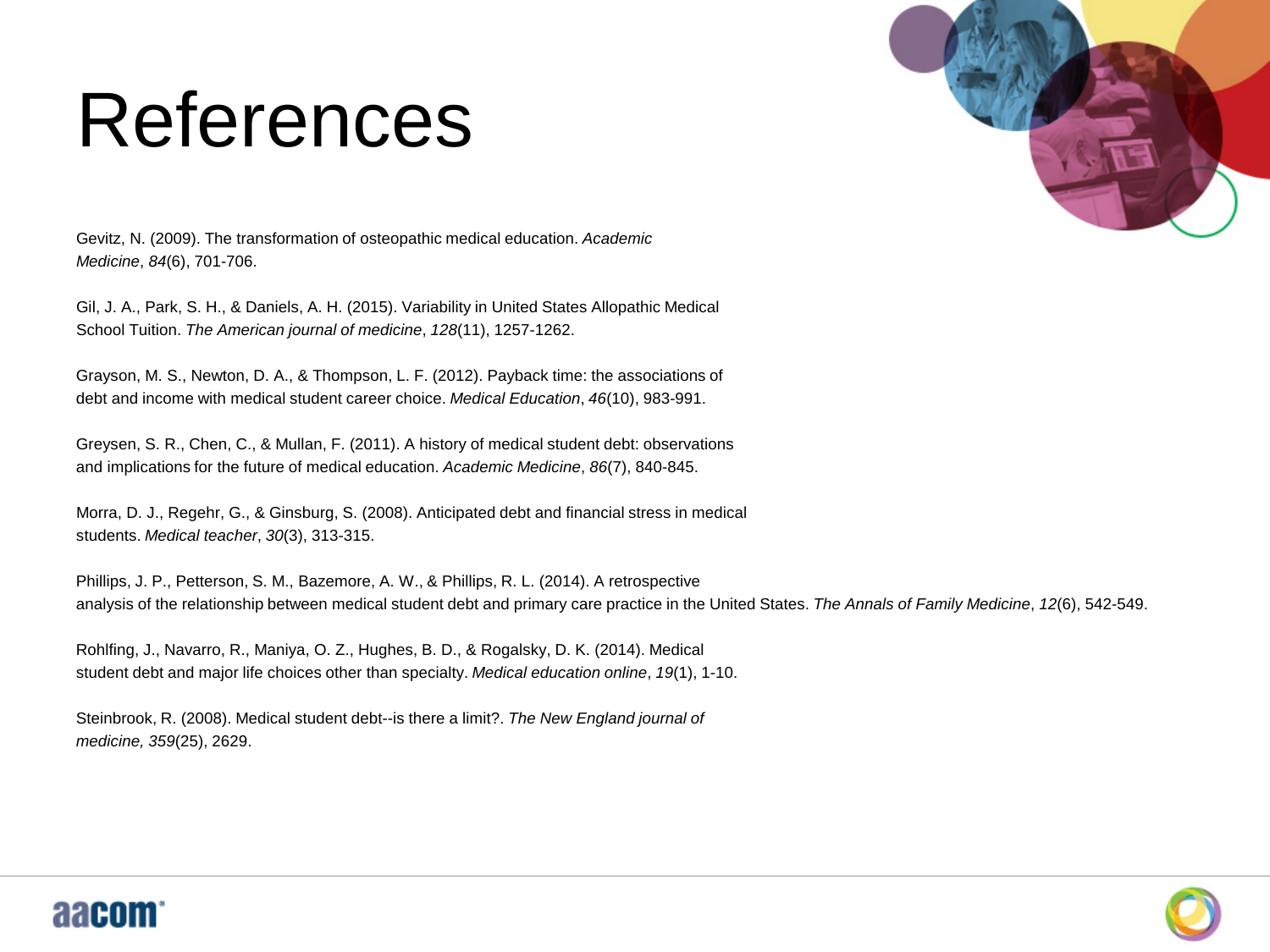# References

Gevitz, N. (2009). The transformation of osteopathic medical education. *Academic Medicine*, *84*(6), 701-706.

Gil, J. A., Park, S. H., & Daniels, A. H. (2015). Variability in United States Allopathic Medical School Tuition. *The American journal of medicine*, *128*(11), 1257-1262.

Grayson, M. S., Newton, D. A., & Thompson, L. F. (2012). Payback time: the associations of debt and income with medical student career choice. *Medical Education*, *46*(10), 983-991.

Greysen, S. R., Chen, C., & Mullan, F. (2011). A history of medical student debt: observations and implications for the future of medical education. *Academic Medicine*, *86*(7), 840-845.

Morra, D. J., Regehr, G., & Ginsburg, S. (2008). Anticipated debt and financial stress in medical students. *Medical teacher*, *30*(3), 313-315.

Phillips, J. P., Petterson, S. M., Bazemore, A. W., & Phillips, R. L. (2014). A retrospective analysis of the relationship between medical student debt and primary care practice in the United States. *The Annals of Family Medicine*, *12*(6), 542-549.

Rohlfing, J., Navarro, R., Maniya, O. Z., Hughes, B. D., & Rogalsky, D. K. (2014). Medical student debt and major life choices other than specialty. *Medical education online*, *19*(1), 1-10.

Steinbrook, R. (2008). Medical student debt--is there a limit?. *The New England journal of medicine, 359*(25), 2629.